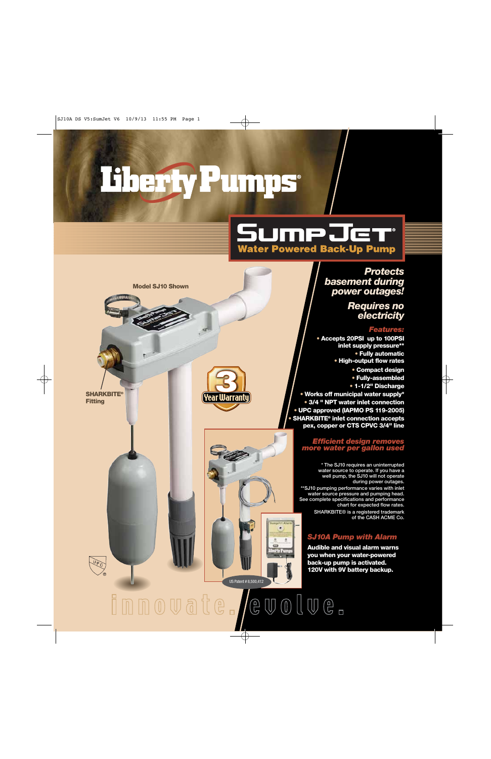# Liberty Pumps®

## SumpJet®

### Water Powered Back-Up Pump

Model SJ10 Shown

SHARKBITE® Fitting

3 Year Warranty

US Patent # 8,500,412

***Protects basement during power outages!***

***Requires no electricity***

***Features:***

- Accepts 20PSI up to 100PSI inlet supply pressure**
- Fully automatic
- High-output flow rates
- Compact design
- Fully-assembled
- 1-1/2" Discharge
- Works off municipal water supply*
- 3/4 " NPT water inlet connection
- UPC approved (IAPMO PS 119-2005)
- SHARKBITE® inlet connection accepts pex, copper or CTS CPVC 3/4" line

***Efficient design removes more water per gallon used***

* The SJ10 requires an uninterrupted water source to operate. If you have a well pump, the SJ10 will not operate during power outages.

**SJ10 pumping performance varies with inlet water source pressure and pumping head. See complete specifications and performance chart for expected flow rates.

SHARKBITE® is a registered trademark of the CASH ACME Co.

***SJ10A Pump with Alarm***

**Audible and visual alarm warns you when your water-powered back-up pump is activated. 120V with 9V battery backup.**

innovate. evolve.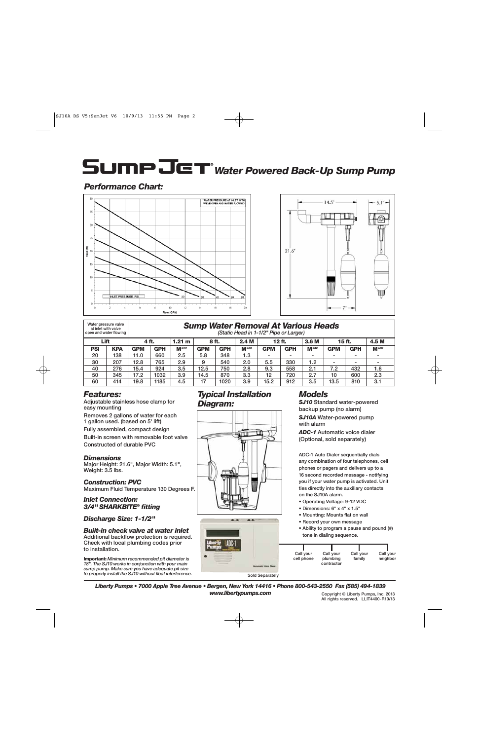# SUMPJET® Water Powered Back-Up Sump Pump

## Performance Chart:

*WATER PRESSURE AT INLET WITH VALVE OPEN AND WATER FLOWING

*INLET PRESSURE PSI

20 30 40 50 60

Head (ft)

Flow (GPM)

0 2 4 6 8 10 12 14 16 18 20

0 5 10 15 20 25 30 35 40

14.5"

5.1"

21.6"

7"

## Sump Water Removal At Various Heads

*(Static Head in 1-1/2" Pipe or Larger)*

| Water pressure valve at inlet with valve open and water flowing | | | | | | | | | | | | | |
|---|---|---|---|---|---|---|---|---|---|---|---|---|---|
| Lift | | 4 ft. | | 1.21 m | 8 ft. | | 2.4 M | 12 ft. | | 3.6 M | 15 ft. | | 4.5 M |
| PSI | KPA | GPM | GPH | $M^{3/hr}$ | GPM | GPH | $M^{3/hr}$ | GPM | GPH | $M^{3/hr}$ | GPM | GPH | $M^{3/hr}$ |
| 20 | 138 | 11.0 | 660 | 2.5 | 5.8 | 348 | 1.3 | - | - | - | - | - | - |
| 30 | 207 | 12.8 | 765 | 2.9 | 9 | 540 | 2.0 | 5.5 | 330 | 1.2 | - | - | - |
| 40 | 276 | 15.4 | 924 | 3.5 | 12.5 | 750 | 2.8 | 9.3 | 558 | 2.1 | 7.2 | 432 | 1.6 |
| 50 | 345 | 17.2 | 1032 | 3.9 | 14.5 | 870 | 3.3 | 12 | 720 | 2.7 | 10 | 600 | 2.3 |
| 60 | 414 | 19.8 | 1185 | 4.5 | 17 | 1020 | 3.9 | 15.2 | 912 | 3.5 | 13.5 | 810 | 3.1 |

## Features:

Adjustable stainless hose clamp for easy mounting

Removes 2 gallons of water for each 1 gallon used. (based on 5' lift)

Fully assembled, compact design

Built-in screen with removable foot valve

Constructed of durable PVC

### *Dimensions*

Major Height: 21.6", Major Width: 5.1", Weight: 3.5 lbs.

### *Construction: PVC*

Maximum Fluid Temperature 130 Degrees F.

### *Inlet Connection: 3/4" SHARKBITE® fitting*

### *Discharge Size: 1-1/2"*

### *Built-in check valve at water inlet*

Additional backflow protection is required. Check with local plumbing codes prior to installation.

**Important:** *Minimum recommended pit diameter is 18". The SJ10 works in conjunction with your main sump pump. Make sure you have adequate pit size to properly install the SJ10 without float interference.*

## Typical Installation Diagram:

Sold Separately

## Models

***SJ10*** Standard water-powered backup pump (no alarm)

***SJ10A*** Water-powered pump with alarm

***ADC-1*** Automatic voice dialer (Optional, sold separately)

ADC-1 Auto Dialer sequentially dials any combination of four telephones, cell phones or pagers and delivers up to a 16 second recorded message - notifying you if your water pump is activated. Unit ties directly into the auxiliary contacts on the SJ10A alarm.

- Operating Voltage: 9-12 VDC
- Dimensions: 6" x 4" x 1.5"
- Mounting: Mounts flat on wall
- Record your own message
- Ability to program a pause and pound (#) tone in dialing sequence.

Call your cell phone | Call your plumbing contractor | Call your family | Call your neighbor

*Liberty Pumps • 7000 Apple Tree Avenue • Bergen, New York 14416 • Phone 800-543-2550 Fax (585) 494-1839*
*www.libertypumps.com*

Copyright © Liberty Pumps, Inc. 2013
All rights reserved. LLIT4400-R10/13